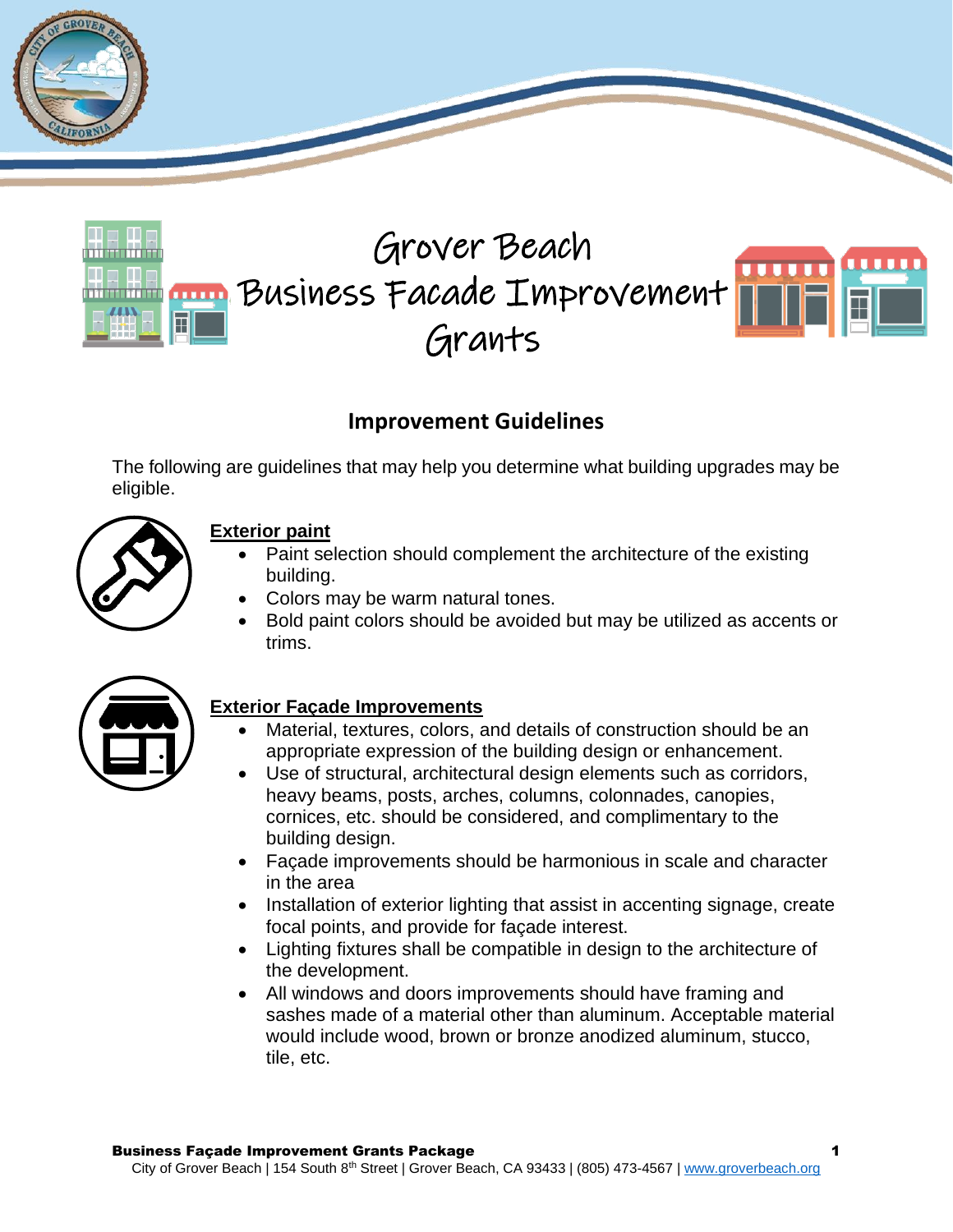# Grover Beach Business Facade Improvement Grants

## Improvement Guidelines

The following are guidelines that may help you determine what building upgrades may be eligible.

### Exterior paint

- Paint selection should complement the architecture of the existing building.
- Colors may be warm natural tones.
- Bold paint colors should be avoided but may be utilized as accents or trims.

### Exterior Façade Improvements

- Material, textures, colors, and details of construction should be an appropriate expression of the building design or enhancement.
- Use of structural, architectural design elements such as corridors, heavy beams, posts, arches, columns, colonnades, canopies, cornices, etc. should be considered, and complimentary to the building design.
- Façade improvements should be harmonious in scale and character in the area
- Installation of exterior lighting that assist in accenting signage, create focal points, and provide for façade interest.
- Lighting fixtures shall be compatible in design to the architecture of the development.
- All windows and doors improvements should have framing and sashes made of a material other than aluminum. Acceptable material would include wood, brown or bronze anodized aluminum, stucco, tile, etc.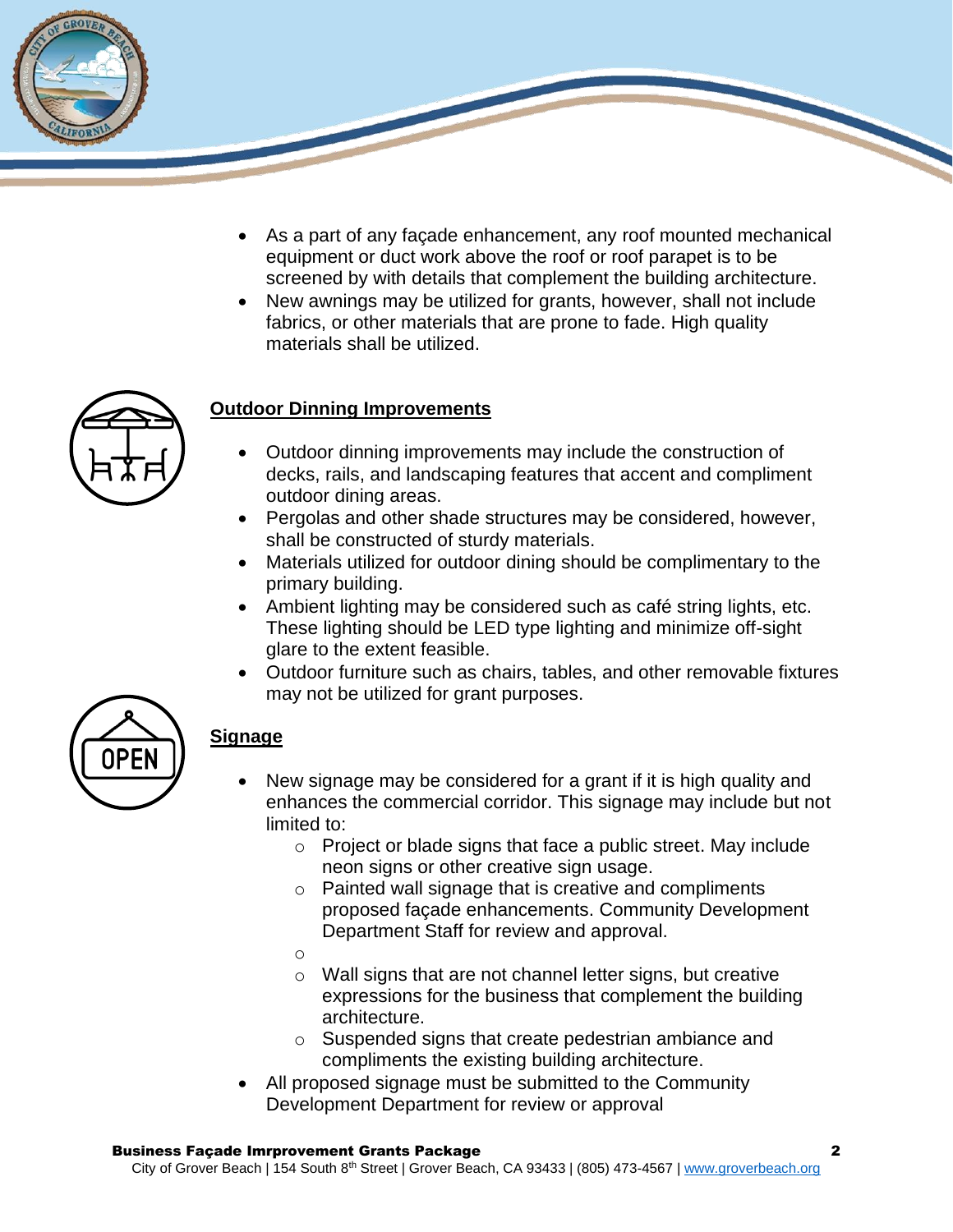- As a part of any façade enhancement, any roof mounted mechanical equipment or duct work above the roof or roof parapet is to be screened by with details that complement the building architecture.
- New awnings may be utilized for grants, however, shall not include fabrics, or other materials that are prone to fade. High quality materials shall be utilized.

## Outdoor Dinning Improvements

- Outdoor dinning improvements may include the construction of decks, rails, and landscaping features that accent and compliment outdoor dining areas.
- Pergolas and other shade structures may be considered, however, shall be constructed of sturdy materials.
- Materials utilized for outdoor dining should be complimentary to the primary building.
- Ambient lighting may be considered such as café string lights, etc. These lighting should be LED type lighting and minimize off-sight glare to the extent feasible.
- Outdoor furniture such as chairs, tables, and other removable fixtures may not be utilized for grant purposes.

## Signage

- New signage may be considered for a grant if it is high quality and enhances the commercial corridor. This signage may include but not limited to:
  - Project or blade signs that face a public street. May include neon signs or other creative sign usage.
  - Painted wall signage that is creative and compliments proposed façade enhancements. Community Development Department Staff for review and approval.
  - 
  - Wall signs that are not channel letter signs, but creative expressions for the business that complement the building architecture.
  - Suspended signs that create pedestrian ambiance and compliments the existing building architecture.
- All proposed signage must be submitted to the Community Development Department for review or approval